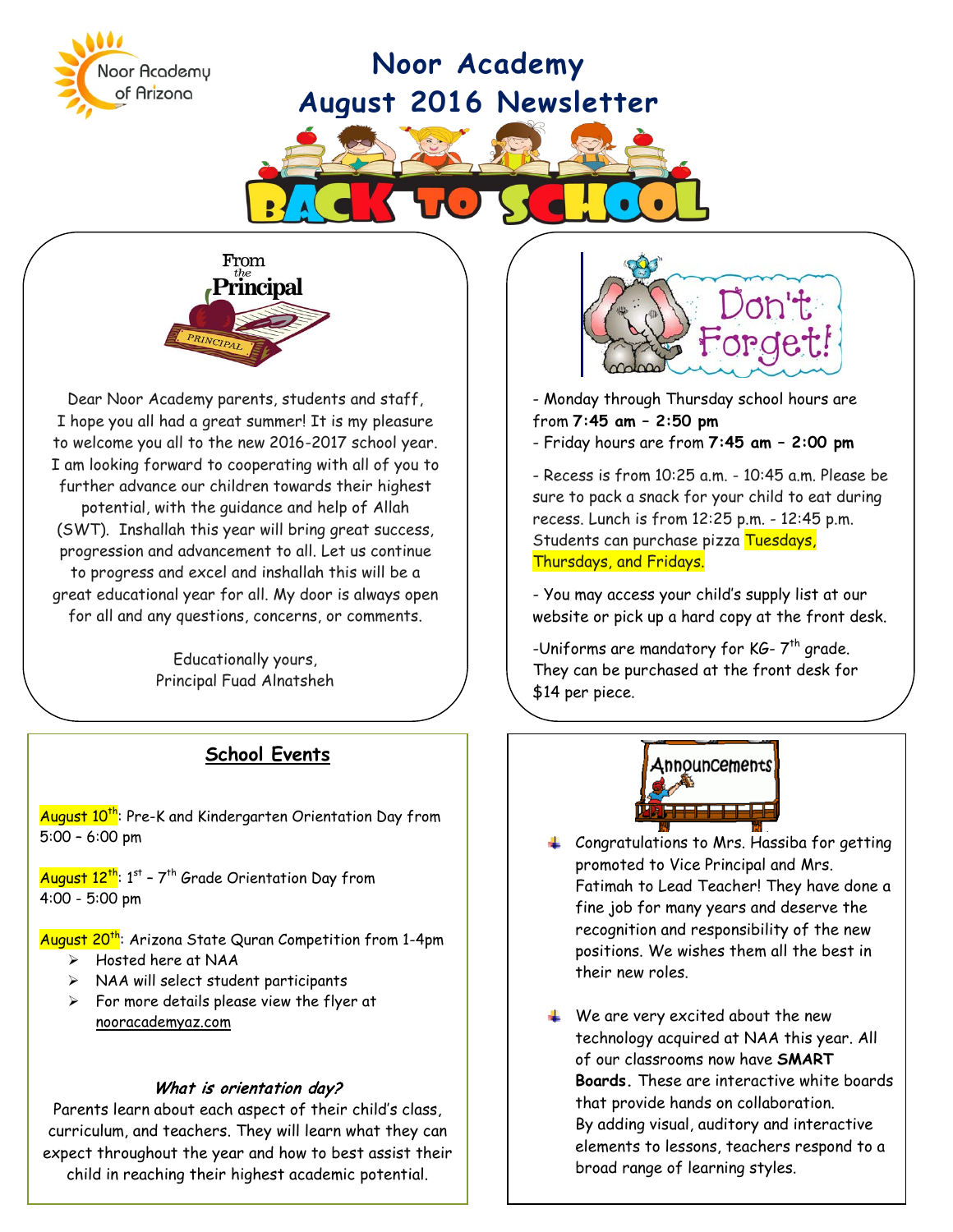Noor Academy of Arizona

# Noor Academy
# August 2016 Newsletter

BACK TO SCHOOL

## From the Principal

Dear Noor Academy parents, students and staff,
I hope you all had a great summer! It is my pleasure to welcome you all to the new 2016-2017 school year. I am looking forward to cooperating with all of you to further advance our children towards their highest potential, with the guidance and help of Allah (SWT). Inshallah this year will bring great success, progression and advancement to all. Let us continue to progress and excel and inshallah this will be a great educational year for all. My door is always open for all and any questions, concerns, or comments.

Educationally yours,
Principal Fuad Alnatsheh

## Don't Forget!

- Monday through Thursday school hours are from **7:45 am – 2:50 pm**
- Friday hours are from **7:45 am – 2:00 pm**

- Recess is from 10:25 a.m. - 10:45 a.m. Please be sure to pack a snack for your child to eat during recess. Lunch is from 12:25 p.m. - 12:45 p.m. Students can purchase pizza Tuesdays, Thursdays, and Fridays.

- You may access your child's supply list at our website or pick up a hard copy at the front desk.

-Uniforms are mandatory for KG- 7th grade. They can be purchased at the front desk for $14 per piece.

## School Events

August 10th: Pre-K and Kindergarten Orientation Day from 5:00 – 6:00 pm

August 12th: 1st – 7th Grade Orientation Day from 4:00 - 5:00 pm

August 20th: Arizona State Quran Competition from 1-4pm

- Hosted here at NAA
- NAA will select student participants
- For more details please view the flyer at nooracademyaz.com

### *What is orientation day?*

Parents learn about each aspect of their child's class, curriculum, and teachers. They will learn what they can expect throughout the year and how to best assist their child in reaching their highest academic potential.

## Announcements

- Congratulations to Mrs. Hassiba for getting promoted to Vice Principal and Mrs. Fatimah to Lead Teacher! They have done a fine job for many years and deserve the recognition and responsibility of the new positions. We wishes them all the best in their new roles.

- We are very excited about the new technology acquired at NAA this year. All of our classrooms now have **SMART Boards.** These are interactive white boards that provide hands on collaboration. By adding visual, auditory and interactive elements to lessons, teachers respond to a broad range of learning styles.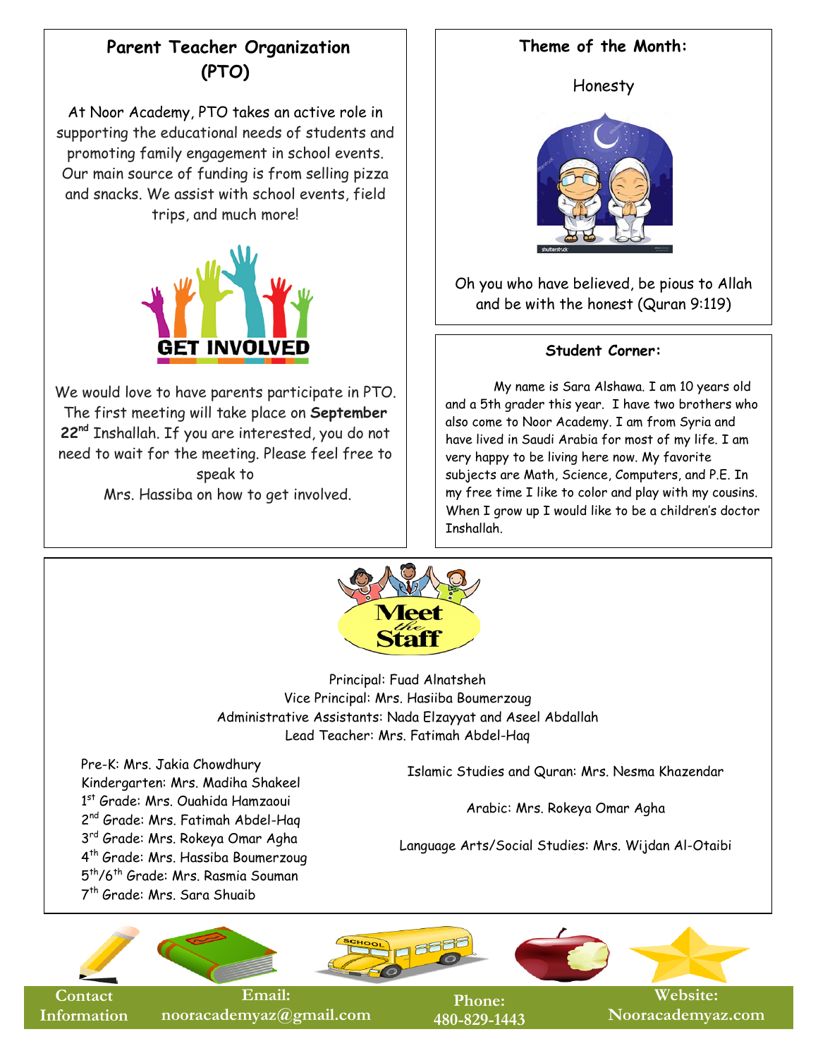## Parent Teacher Organization (PTO)

At Noor Academy, PTO takes an active role in supporting the educational needs of students and promoting family engagement in school events. Our main source of funding is from selling pizza and snacks. We assist with school events, field trips, and much more!

GET INVOLVED

We would love to have parents participate in PTO. The first meeting will take place on **September 22nd** Inshallah. If you are interested, you do not need to wait for the meeting. Please feel free to speak to Mrs. Hassiba on how to get involved.

## Theme of the Month:

Honesty

Oh you who have believed, be pious to Allah and be with the honest (Quran 9:119)

## Student Corner:

My name is Sara Alshawa. I am 10 years old and a 5th grader this year. I have two brothers who also come to Noor Academy. I am from Syria and have lived in Saudi Arabia for most of my life. I am very happy to be living here now. My favorite subjects are Math, Science, Computers, and P.E. In my free time I like to color and play with my cousins. When I grow up I would like to be a children's doctor Inshallah.

## Meet the Staff

Principal: Fuad Alnatsheh
Vice Principal: Mrs. Hasiiba Boumerzoug
Administrative Assistants: Nada Elzayyat and Aseel Abdallah
Lead Teacher: Mrs. Fatimah Abdel-Haq

Pre-K: Mrs. Jakia Chowdhury
Kindergarten: Mrs. Madiha Shakeel
1st Grade: Mrs. Ouahida Hamzaoui
2nd Grade: Mrs. Fatimah Abdel-Haq
3rd Grade: Mrs. Rokeya Omar Agha
4th Grade: Mrs. Hassiba Boumerzoug
5th/6th Grade: Mrs. Rasmia Souman
7th Grade: Mrs. Sara Shuaib

Islamic Studies and Quran: Mrs. Nesma Khazendar

Arabic: Mrs. Rokeya Omar Agha

Language Arts/Social Studies: Mrs. Wijdan Al-Otaibi

**Contact Information** | **Email:** nooracademyaz@gmail.com | **Phone:** 480-829-1443 | **Website:** Nooracademyaz.com